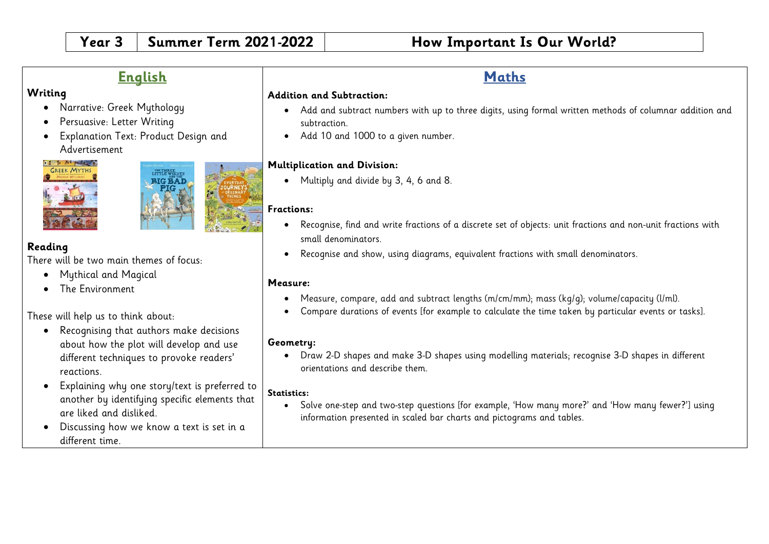# Year 3 | Summer Term 2021-2022 | How Important Is Our World?

## English

### Writing

- Narrative: Greek Mythology
- Persuasive: Letter Writing
- Explanation Text: Product Design and Advertisement

### Reading

There will be two main themes of focus:

- Mythical and Magical
- The Environment

These will help us to think about:

- Recognising that authors make decisions about how the plot will develop and use different techniques to provoke readers' reactions.
- Explaining why one story/text is preferred to another by identifying specific elements that are liked and disliked.
- Discussing how we know a text is set in a different time.

## Maths

**Addition and Subtraction:**

- Add and subtract numbers with up to three digits, using formal written methods of columnar addition and subtraction.
- Add 10 and 1000 to a given number.

**Multiplication and Division:**

- Multiply and divide by 3, 4, 6 and 8.

**Fractions:**

- Recognise, find and write fractions of a discrete set of objects: unit fractions and non-unit fractions with small denominators.
- Recognise and show, using diagrams, equivalent fractions with small denominators.

**Measure:**

- Measure, compare, add and subtract lengths (m/cm/mm); mass (kg/g); volume/capacity (l/ml).
- Compare durations of events [for example to calculate the time taken by particular events or tasks].

**Geometry:**

- Draw 2-D shapes and make 3-D shapes using modelling materials; recognise 3-D shapes in different orientations and describe them.

**Statistics:**

- Solve one-step and two-step questions [for example, 'How many more?' and 'How many fewer?'] using information presented in scaled bar charts and pictograms and tables.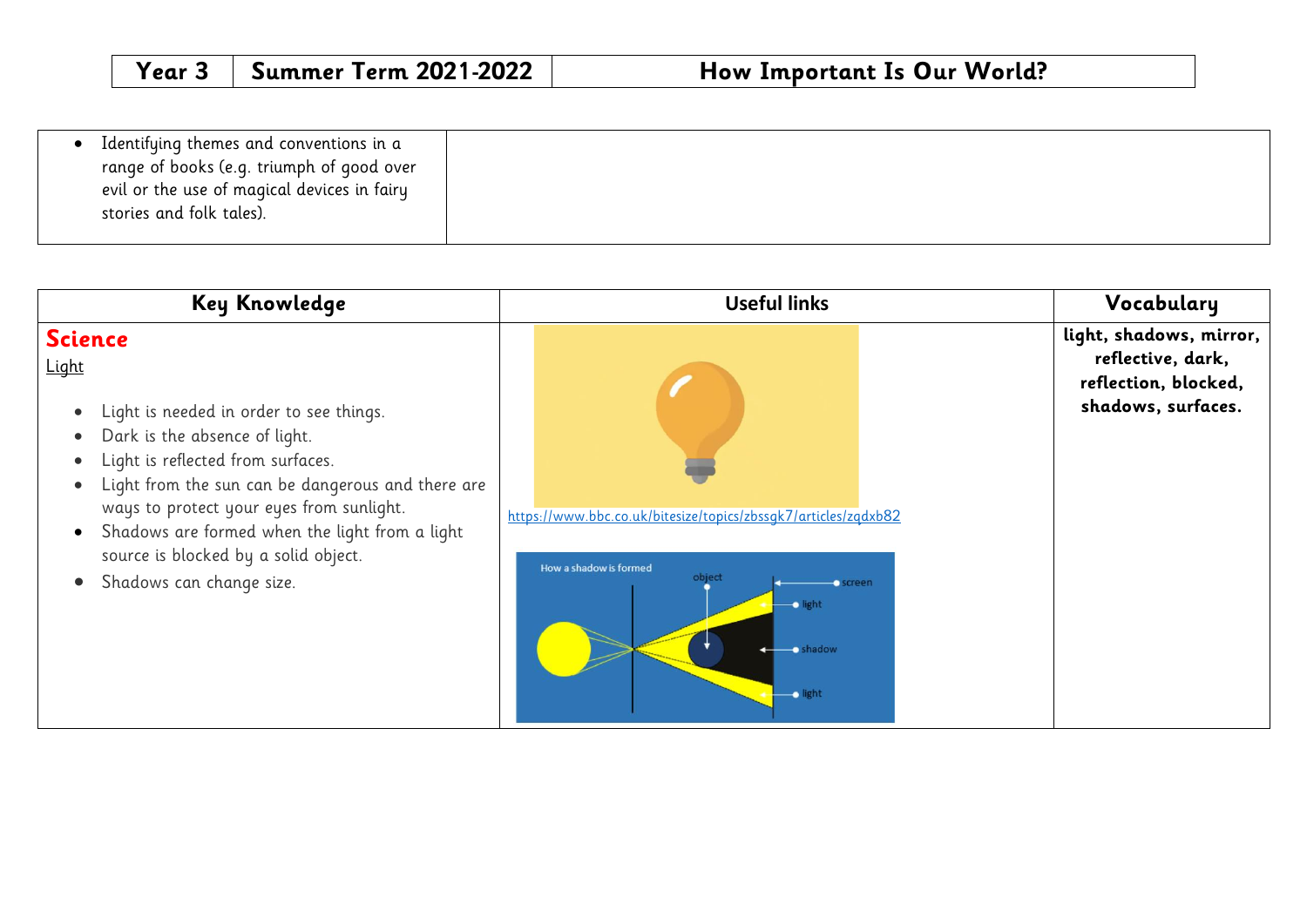| Year 3 | Summer Term 2021-2022 | How Important Is Our World? |
| --- | --- | --- |

| | |
| --- | --- |
| • Identifying themes and conventions in a range of books (e.g. triumph of good over evil or the use of magical devices in fairy stories and folk tales). | |

| Key Knowledge | Useful links | Vocabulary |
| --- | --- | --- |
| **Science**<br>Light<br>• Light is needed in order to see things.<br>• Dark is the absence of light.<br>• Light is reflected from surfaces.<br>• Light from the sun can be dangerous and there are ways to protect your eyes from sunlight.<br>• Shadows are formed when the light from a light source is blocked by a solid object.<br>• Shadows can change size. | https://www.bbc.co.uk/bitesize/topics/zbssgk7/articles/zqdxb82<br>How a shadow is formed: object, screen, light, shadow, light | **light, shadows, mirror, reflective, dark, reflection, blocked, shadows, surfaces.** |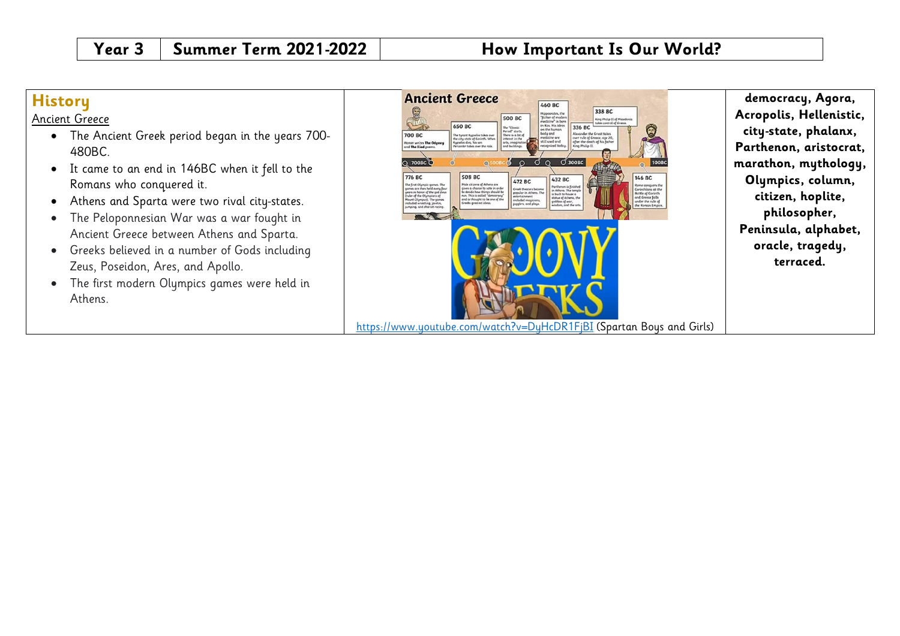| Year 3 | Summer Term 2021-2022 | How Important Is Our World? |
|---|---|---|

## History

Ancient Greece

- The Ancient Greek period began in the years 700-480BC.
- It came to an end in 146BC when it fell to the Romans who conquered it.
- Athens and Sparta were two rival city-states.
- The Peloponnesian War was a war fought in Ancient Greece between Athens and Sparta.
- Greeks believed in a number of Gods including Zeus, Poseidon, Ares, and Apollo.
- The first modern Olympics games were held in Athens.

https://www.youtube.com/watch?v=DyHcDR1FjBI (Spartan Boys and Girls)

**democracy, Agora, Acropolis, Hellenistic, city-state, phalanx, Parthenon, aristocrat, marathon, mythology, Olympics, column, citizen, hoplite, philosopher, Peninsula, alphabet, oracle, tragedy, terraced.**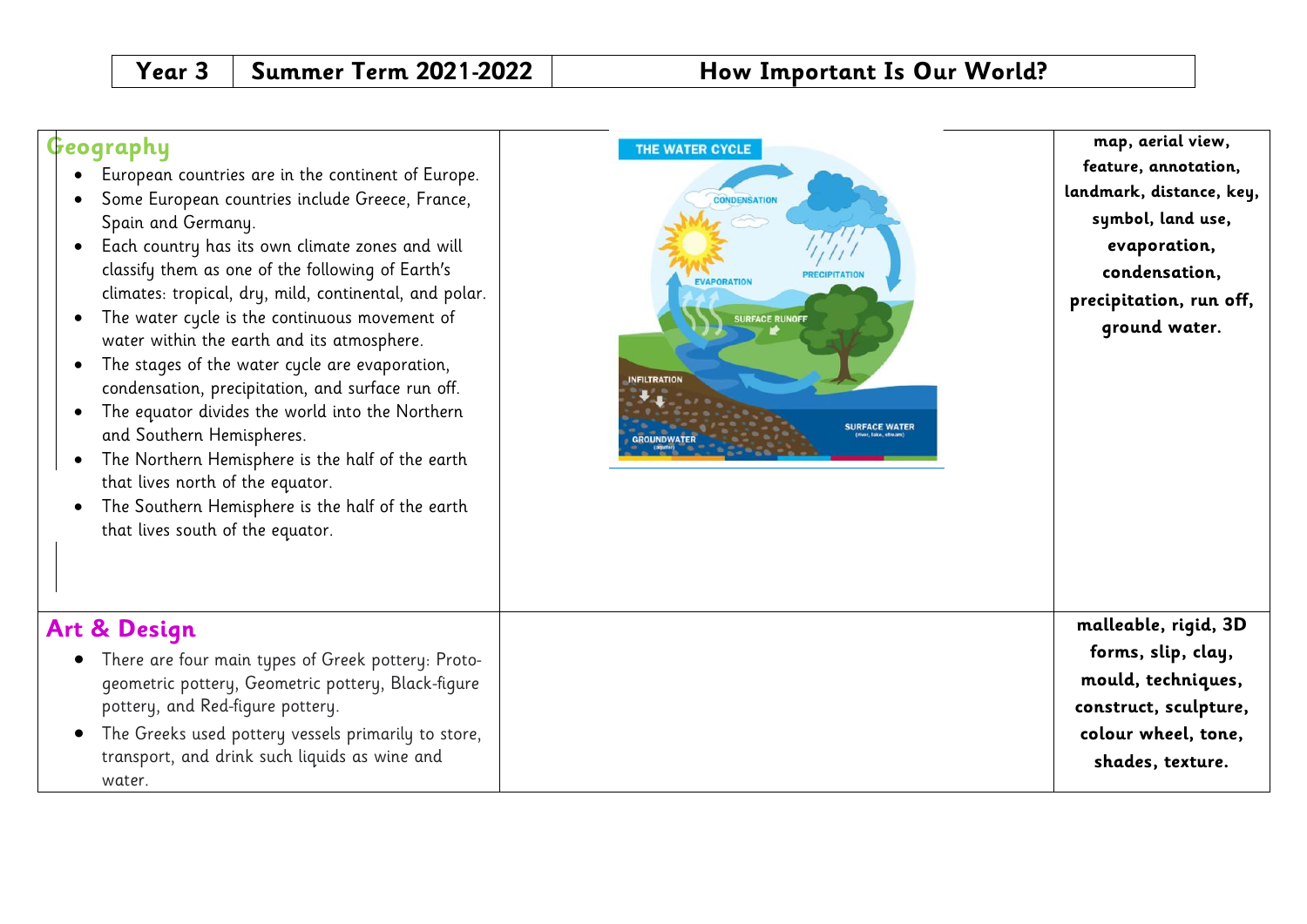| Year 3 | Summer Term 2021-2022 | How Important Is Our World? |
| --- | --- | --- |

## Geography

- European countries are in the continent of Europe.
- Some European countries include Greece, France, Spain and Germany.
- Each country has its own climate zones and will classify them as one of the following of Earth's climates: tropical, dry, mild, continental, and polar.
- The water cycle is the continuous movement of water within the earth and its atmosphere.
- The stages of the water cycle are evaporation, condensation, precipitation, and surface run off.
- The equator divides the world into the Northern and Southern Hemispheres.
- The Northern Hemisphere is the half of the earth that lives north of the equator.
- The Southern Hemisphere is the half of the earth that lives south of the equator.

THE WATER CYCLE: CONDENSATION, PRECIPITATION, EVAPORATION, SURFACE RUNOFF, INFILTRATION, SURFACE WATER (river, lake, stream), GROUNDWATER (aquifer)

**map, aerial view, feature, annotation, landmark, distance, key, symbol, land use, evaporation, condensation, precipitation, run off, ground water.**

## Art & Design

- There are four main types of Greek pottery: Proto-geometric pottery, Geometric pottery, Black-figure pottery, and Red-figure pottery.
- The Greeks used pottery vessels primarily to store, transport, and drink such liquids as wine and water.

**malleable, rigid, 3D forms, slip, clay, mould, techniques, construct, sculpture, colour wheel, tone, shades, texture.**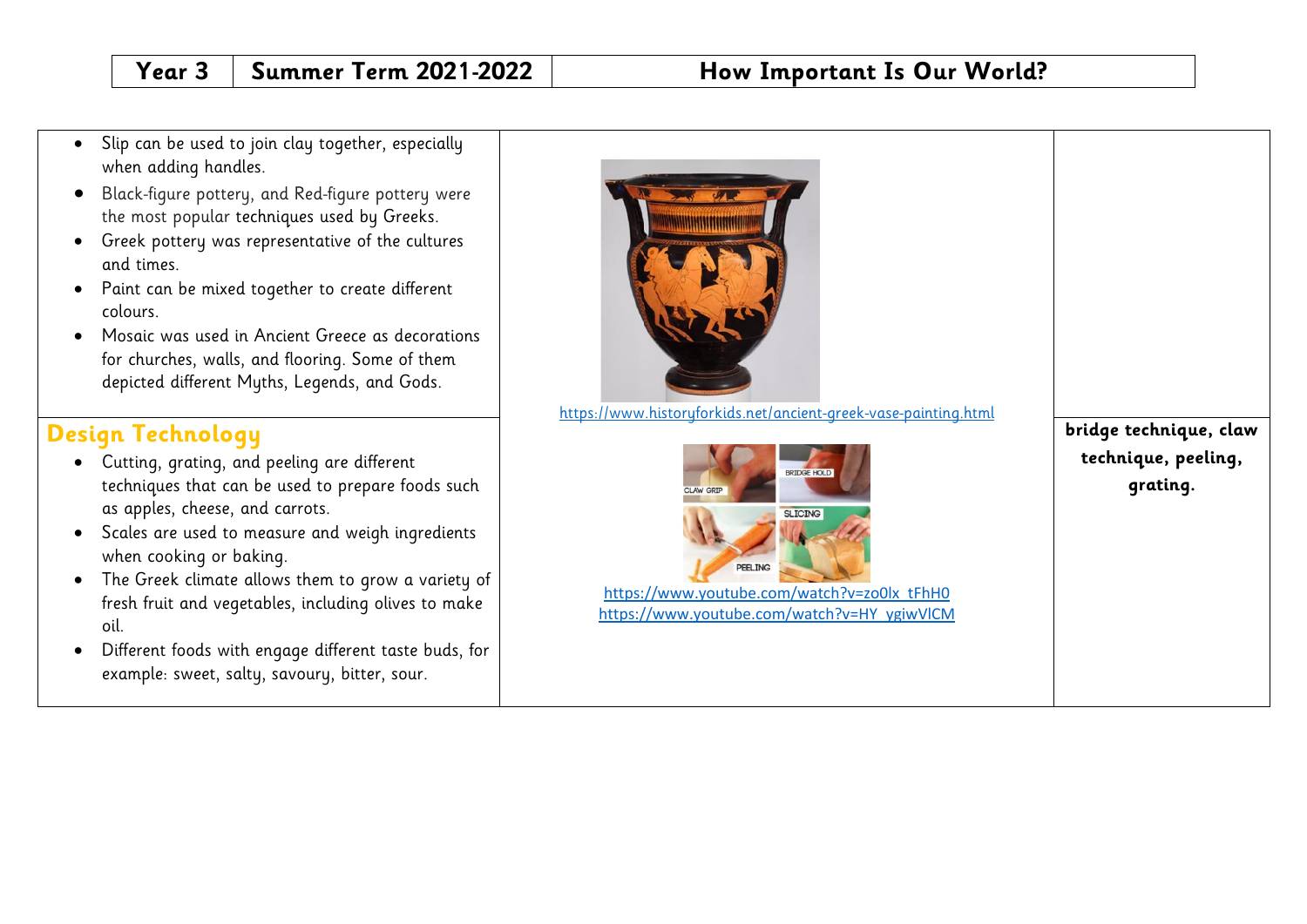| Year 3 | Summer Term 2021-2022 | How Important Is Our World? |
|---|---|---|

- Slip can be used to join clay together, especially when adding handles.
- Black-figure pottery, and Red-figure pottery were the most popular techniques used by Greeks.
- Greek pottery was representative of the cultures and times.
- Paint can be mixed together to create different colours.
- Mosaic was used in Ancient Greece as decorations for churches, walls, and flooring. Some of them depicted different Myths, Legends, and Gods.

https://www.historyforkids.net/ancient-greek-vase-painting.html

## Design Technology

- Cutting, grating, and peeling are different techniques that can be used to prepare foods such as apples, cheese, and carrots.
- Scales are used to measure and weigh ingredients when cooking or baking.
- The Greek climate allows them to grow a variety of fresh fruit and vegetables, including olives to make oil.
- Different foods with engage different taste buds, for example: sweet, salty, savoury, bitter, sour.

CLAW GRIP · BRIDGE HOLD · PEELING · SLICING

https://www.youtube.com/watch?v=zo0lx_tFhH0
https://www.youtube.com/watch?v=HY_ygiwVlCM

**bridge technique, claw technique, peeling, grating.**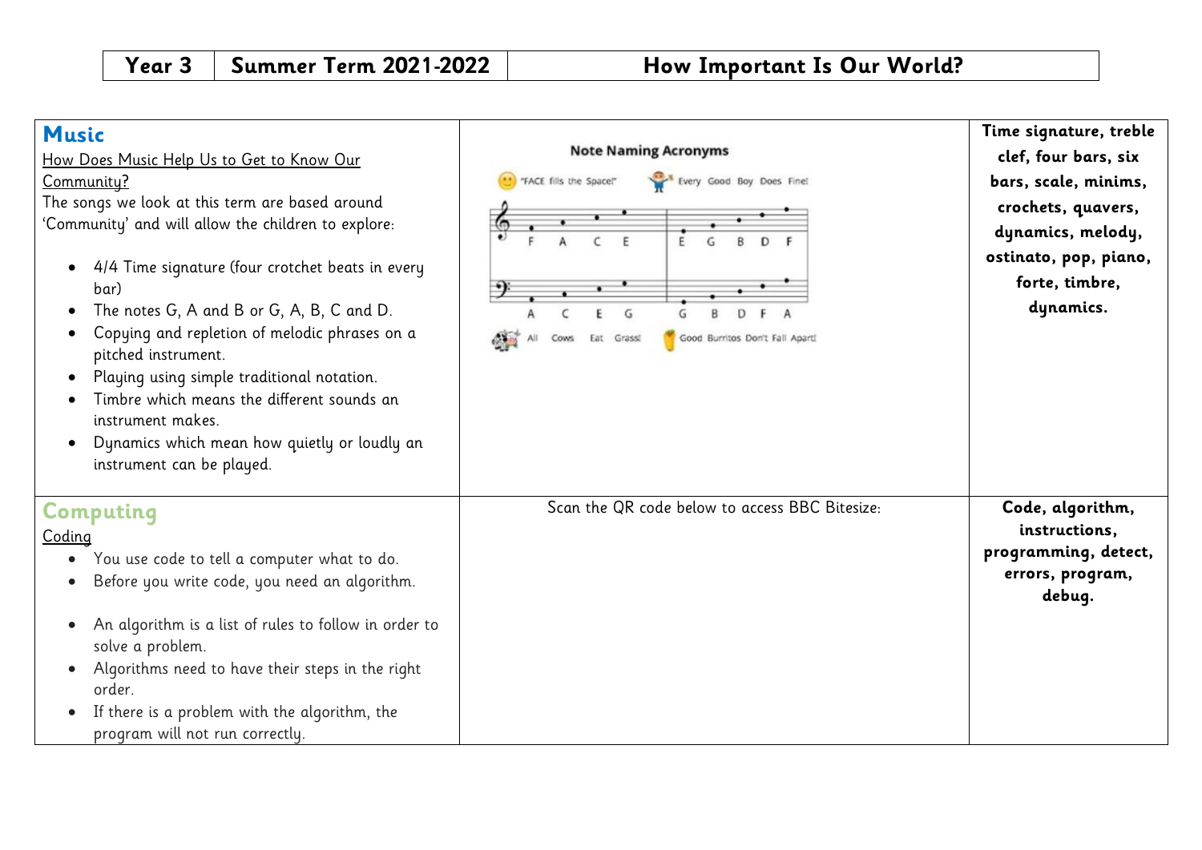| Year 3 | Summer Term 2021-2022 | How Important Is Our World? |
|---|---|---|

| | | |
|---|---|---|
| **Music**<br>How Does Music Help Us to Get to Know Our Community?<br>The songs we look at this term are based around 'Community' and will allow the children to explore:<br>• 4/4 Time signature (four crotchet beats in every bar)<br>• The notes G, A and B or G, A, B, C and D.<br>• Copying and repletion of melodic phrases on a pitched instrument.<br>• Playing using simple traditional notation.<br>• Timbre which means the different sounds an instrument makes.<br>• Dynamics which mean how quietly or loudly an instrument can be played. | **Note Naming Acronyms**<br>"FACE fills the Space!" F A C E<br>Every Good Boy Does Fine! E G B D F<br>All Cows Eat Grass! A C E G<br>Good Burritos Don't Fall Apart! G B D F A | **Time signature, treble clef, four bars, six bars, scale, minims, crochets, quavers, dynamics, melody, ostinato, pop, piano, forte, timbre, dynamics.** |
| **Computing**<br>Coding<br>• You use code to tell a computer what to do.<br>• Before you write code, you need an algorithm.<br>• An algorithm is a list of rules to follow in order to solve a problem.<br>• Algorithms need to have their steps in the right order.<br>• If there is a problem with the algorithm, the program will not run correctly. | Scan the QR code below to access BBC Bitesize: | **Code, algorithm, instructions, programming, detect, errors, program, debug.** |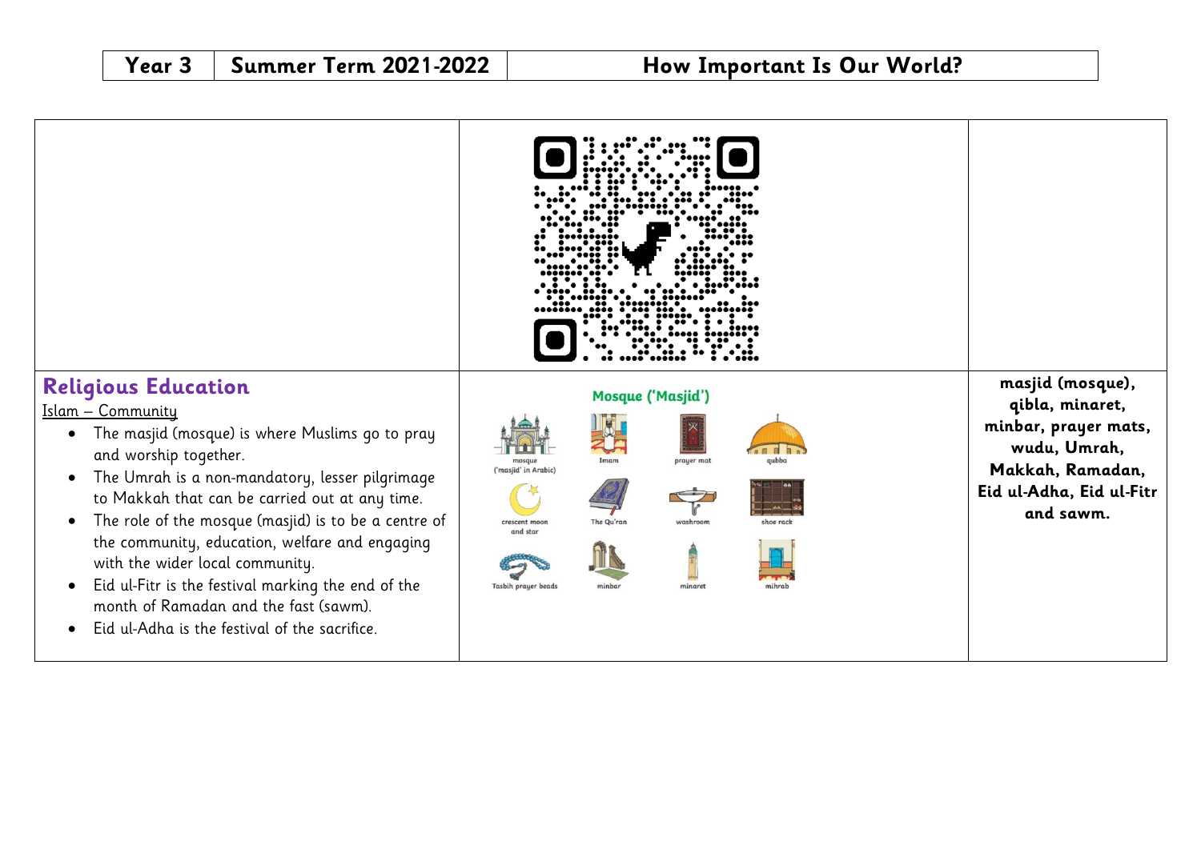| Year 3 | Summer Term 2021-2022 | How Important Is Our World? |
| --- | --- | --- |

| | | |
| --- | --- | --- |
| | | |
| **Religious Education**<br>Islam – Community<br>• The masjid (mosque) is where Muslims go to pray and worship together.<br>• The Umrah is a non-mandatory, lesser pilgrimage to Makkah that can be carried out at any time.<br>• The role of the mosque (masjid) is to be a centre of the community, education, welfare and engaging with the wider local community.<br>• Eid ul-Fitr is the festival marking the end of the month of Ramadan and the fast (sawm).<br>• Eid ul-Adha is the festival of the sacrifice. | **Mosque ('Masjid')**<br>mosque ('masjid' in Arabic), Imam, prayer mat, qubba, crescent moon and star, The Qu'ran, washroom, shoe rack, Tasbih prayer beads, minbar, minaret, mihrab | **masjid (mosque), qibla, minaret, minbar, prayer mats, wudu, Umrah, Makkah, Ramadan, Eid ul-Adha, Eid ul-Fitr and sawm.** |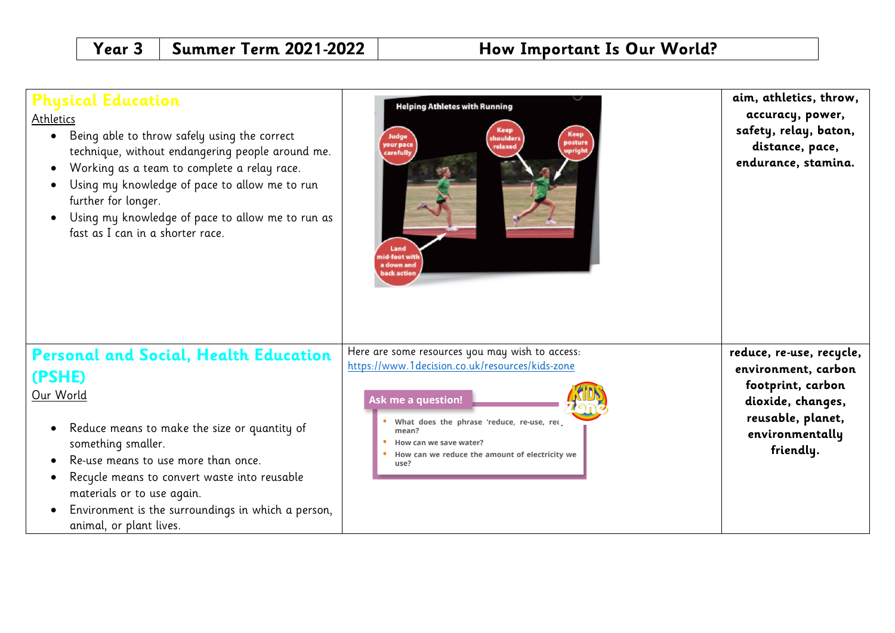| Year 3 | Summer Term 2021-2022 | How Important Is Our World? |
|---|---|---|

| | | |
|---|---|---|
| **Physical Education**<br><br>Athletics<br><br>• Being able to throw safely using the correct technique, without endangering people around me.<br>• Working as a team to complete a relay race.<br>• Using my knowledge of pace to allow me to run further for longer.<br>• Using my knowledge of pace to allow me to run as fast as I can in a shorter race. | Helping Athletes with Running<br><br>Judge your pace carefully<br>Keep shoulders relaxed<br>Keep posture upright<br>Land mid-foot with a down and back action | **aim, athletics, throw, accuracy, power, safety, relay, baton, distance, pace, endurance, stamina.** |
| **Personal and Social, Health Education (PSHE)**<br><br>Our World<br><br>• Reduce means to make the size or quantity of something smaller.<br>• Re-use means to use more than once.<br>• Recycle means to convert waste into reusable materials or to use again.<br>• Environment is the surroundings in which a person, animal, or plant lives. | Here are some resources you may wish to access:<br>https://www.1decision.co.uk/resources/kids-zone<br><br>**Ask me a question!**<br>• What does the phrase 'reduce, re-use, rec mean?<br>• How can we save water?<br>• How can we reduce the amount of electricity we use? | **reduce, re-use, recycle, environment, carbon footprint, carbon dioxide, changes, reusable, planet, environmentally friendly.** |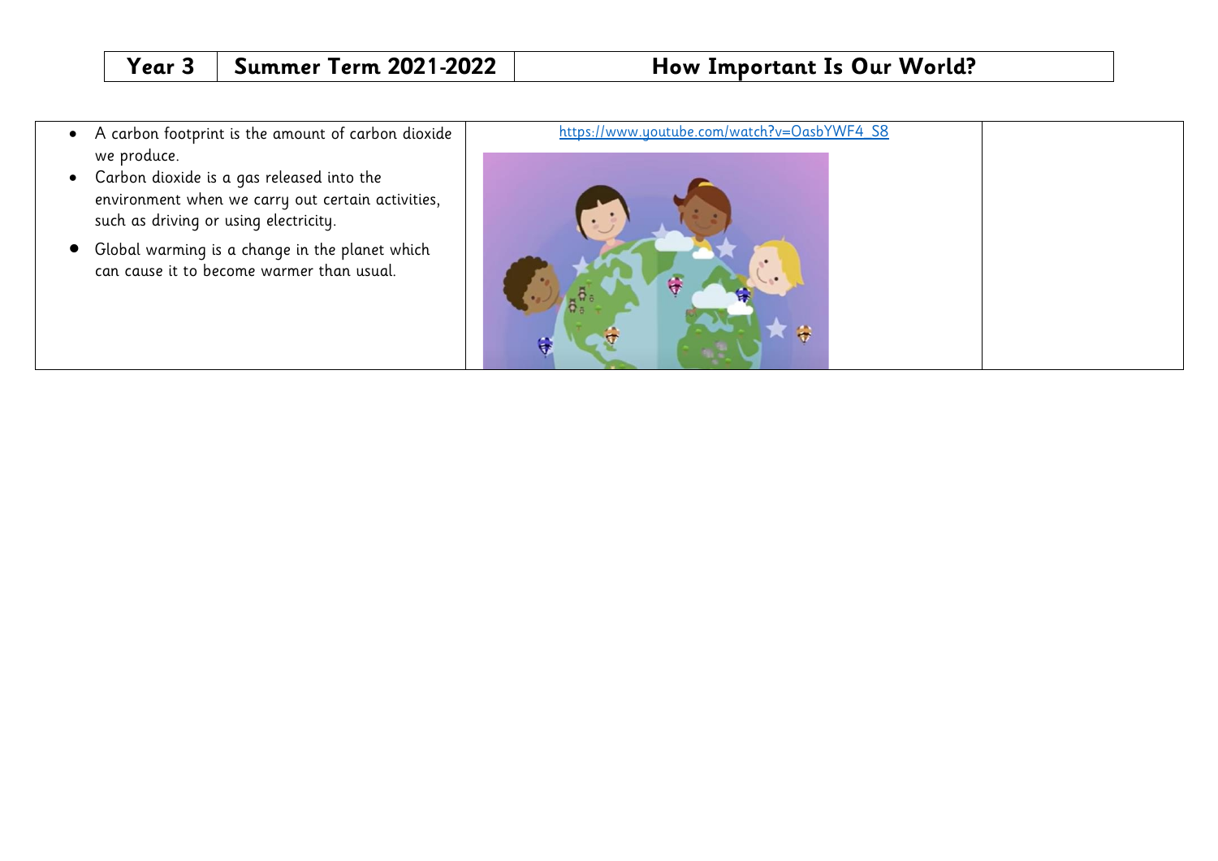| Year 3 | Summer Term 2021-2022 | How Important Is Our World? |
|---|---|---|

| | | |
|---|---|---|
| • A carbon footprint is the amount of carbon dioxide we produce.<br>• Carbon dioxide is a gas released into the environment when we carry out certain activities, such as driving or using electricity.<br>• Global warming is a change in the planet which can cause it to become warmer than usual. | https://www.youtube.com/watch?v=OasbYWF4_S8 | |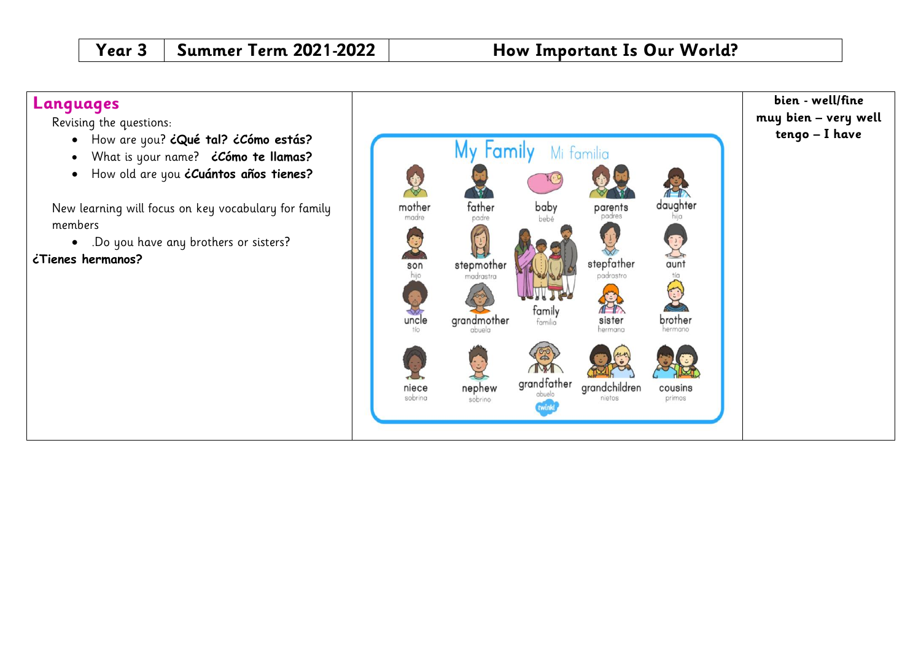| Year 3 | Summer Term 2021-2022 | How Important Is Our World? |
|---|---|---|

## Languages

Revising the questions:

- How are you? **¿Qué tal? ¿Cómo estás?**
- What is your name? **¿Cómo te llamas?**
- How old are you **¿Cuántos años tienes?**

New learning will focus on key vocabulary for family members

- .Do you have any brothers or sisters?

**¿Tienes hermanos?**

My Family Mi familia

mother
madre

father
padre

baby
bebé

parents
padres

daughter
hija

son
hijo

stepmother
madrastra

family
familia

stepfather
padrastro

aunt
tía

uncle
tío

grandmother
abuela

sister
hermana

brother
hermano

niece
sobrina

nephew
sobrino

grandfather
abuelo

grandchildren
nietos

cousins
primos

twinkl

**bien - well/fine**
**muy bien – very well**
**tengo – I have**